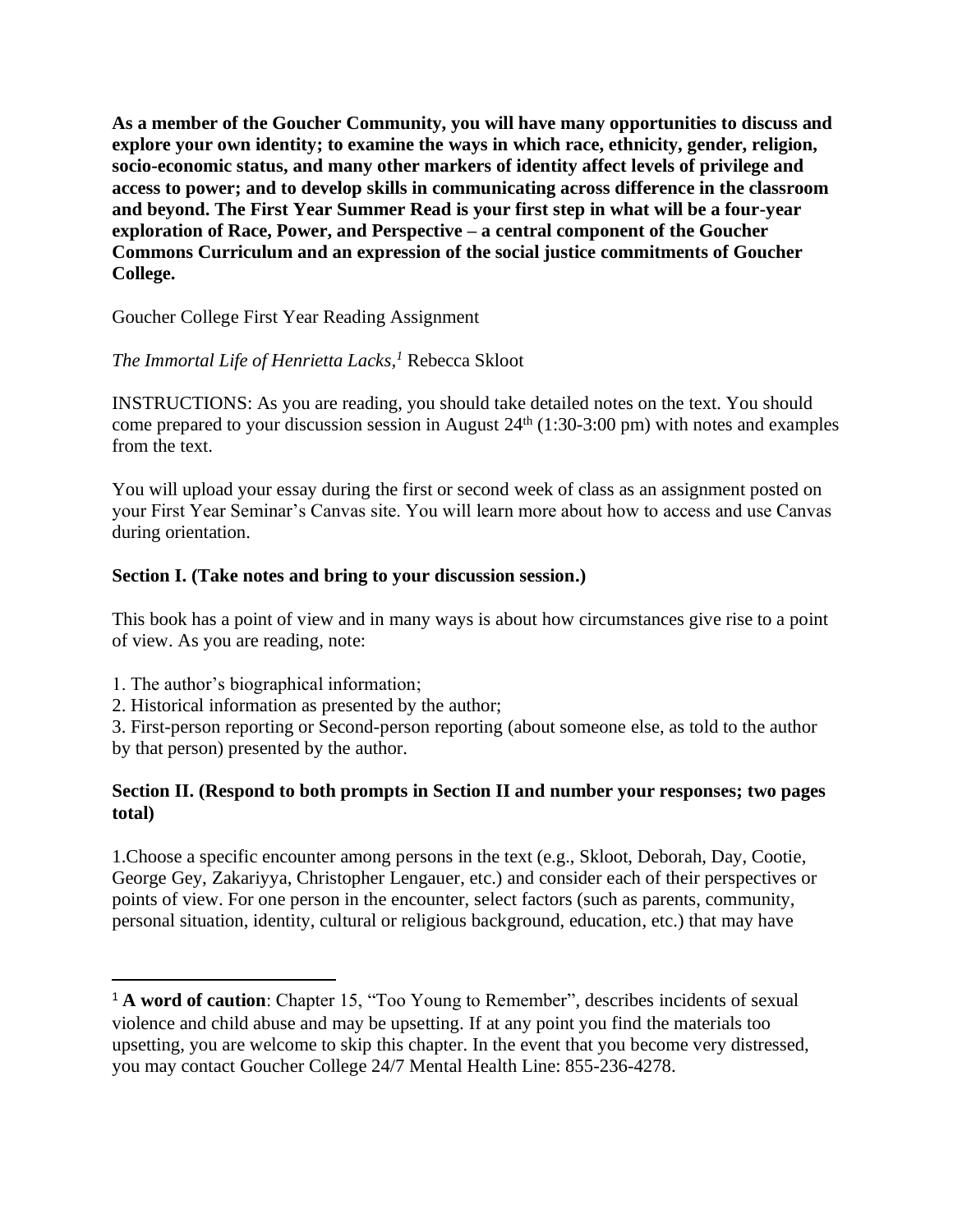**As a member of the Goucher Community, you will have many opportunities to discuss and explore your own identity; to examine the ways in which race, ethnicity, gender, religion, socio-economic status, and many other markers of identity affect levels of privilege and access to power; and to develop skills in communicating across difference in the classroom and beyond. The First Year Summer Read is your first step in what will be a four-year exploration of Race, Power, and Perspective – a central component of the Goucher Commons Curriculum and an expression of the social justice commitments of Goucher College.**

Goucher College First Year Reading Assignment

*The Immortal Life of Henrietta Lacks,*[1] Rebecca Skloot

INSTRUCTIONS: As you are reading, you should take detailed notes on the text. You should come prepared to your discussion session in August 24th (1:30-3:00 pm) with notes and examples from the text.

You will upload your essay during the first or second week of class as an assignment posted on your First Year Seminar's Canvas site. You will learn more about how to access and use Canvas during orientation.

**Section I. (Take notes and bring to your discussion session.)**

This book has a point of view and in many ways is about how circumstances give rise to a point of view. As you are reading, note:

1. The author's biographical information;
2. Historical information as presented by the author;
3. First-person reporting or Second-person reporting (about someone else, as told to the author by that person) presented by the author.

**Section II. (Respond to both prompts in Section II and number your responses; two pages total)**

1.Choose a specific encounter among persons in the text (e.g., Skloot, Deborah, Day, Cootie, George Gey, Zakariyya, Christopher Lengauer, etc.) and consider each of their perspectives or points of view. For one person in the encounter, select factors (such as parents, community, personal situation, identity, cultural or religious background, education, etc.) that may have

---

[1] **A word of caution**: Chapter 15, "Too Young to Remember", describes incidents of sexual violence and child abuse and may be upsetting. If at any point you find the materials too upsetting, you are welcome to skip this chapter. In the event that you become very distressed, you may contact Goucher College 24/7 Mental Health Line: 855-236-4278.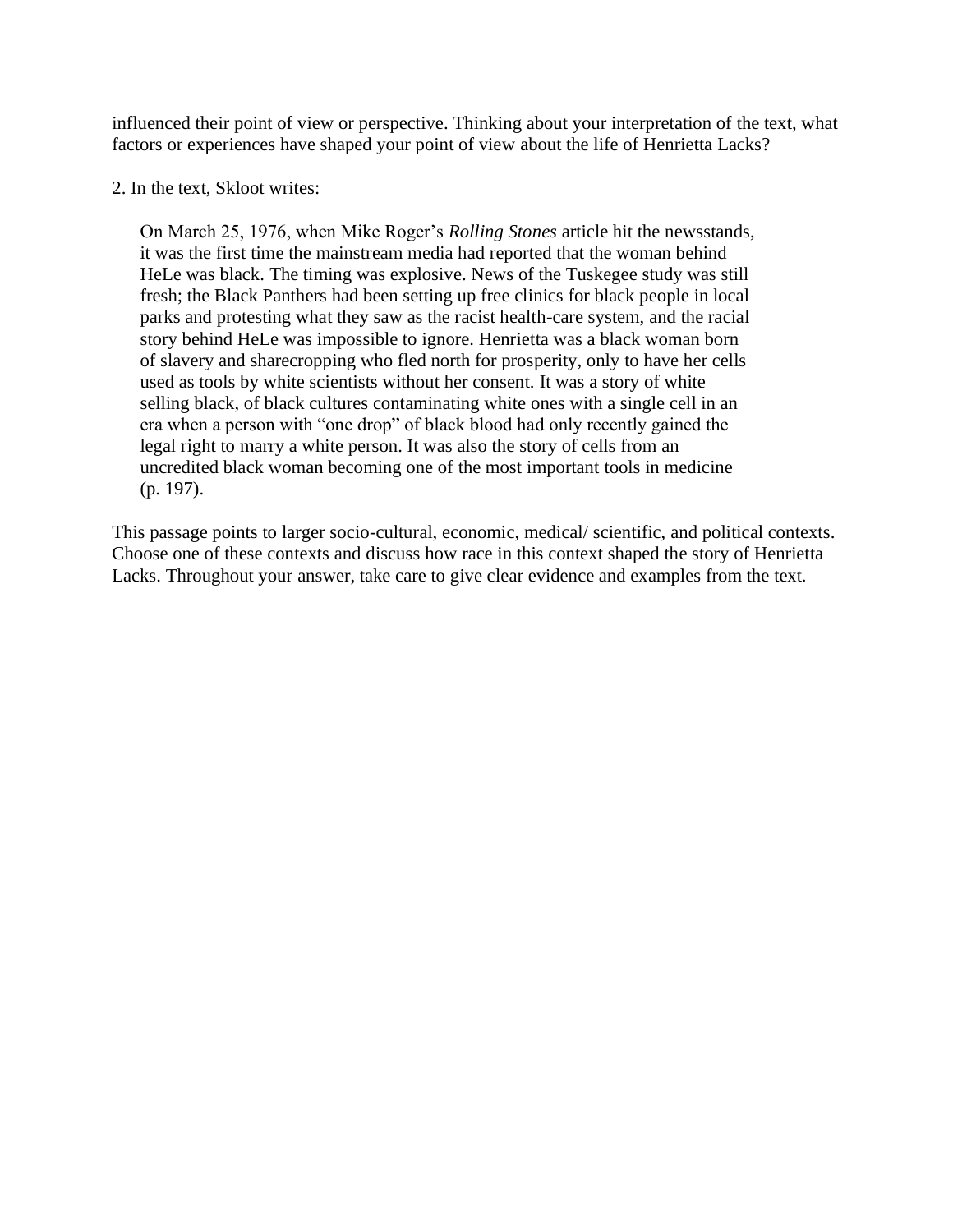influenced their point of view or perspective. Thinking about your interpretation of the text, what factors or experiences have shaped your point of view about the life of Henrietta Lacks?

2. In the text, Skloot writes:

> On March 25, 1976, when Mike Roger's *Rolling Stones* article hit the newsstands, it was the first time the mainstream media had reported that the woman behind HeLe was black. The timing was explosive. News of the Tuskegee study was still fresh; the Black Panthers had been setting up free clinics for black people in local parks and protesting what they saw as the racist health-care system, and the racial story behind HeLe was impossible to ignore. Henrietta was a black woman born of slavery and sharecropping who fled north for prosperity, only to have her cells used as tools by white scientists without her consent. It was a story of white selling black, of black cultures contaminating white ones with a single cell in an era when a person with "one drop" of black blood had only recently gained the legal right to marry a white person. It was also the story of cells from an uncredited black woman becoming one of the most important tools in medicine (p. 197).

This passage points to larger socio-cultural, economic, medical/ scientific, and political contexts. Choose one of these contexts and discuss how race in this context shaped the story of Henrietta Lacks. Throughout your answer, take care to give clear evidence and examples from the text.